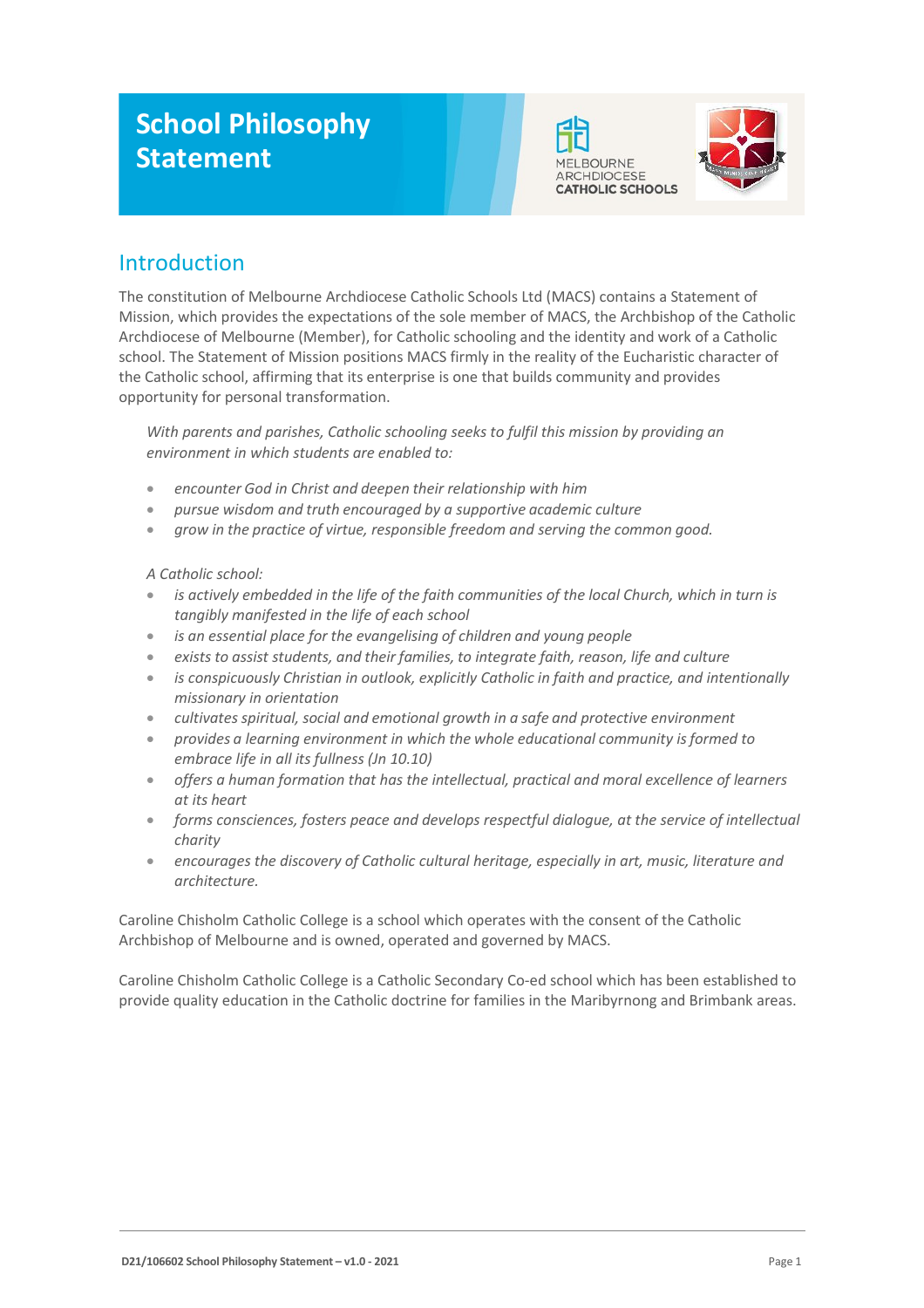# School Philosophy Statement

## Introduction

The constitution of Melbourne Archdiocese Catholic Schools Ltd (MACS) contains a Statement of Mission, which provides the expectations of the sole member of MACS, the Archbishop of the Catholic Archdiocese of Melbourne (Member), for Catholic schooling and the identity and work of a Catholic school. The Statement of Mission positions MACS firmly in the reality of the Eucharistic character of the Catholic school, affirming that its enterprise is one that builds community and provides opportunity for personal transformation.

> *With parents and parishes, Catholic schooling seeks to fulfil this mission by providing an environment in which students are enabled to:*
>
> - *encounter God in Christ and deepen their relationship with him*
> - *pursue wisdom and truth encouraged by a supportive academic culture*
> - *grow in the practice of virtue, responsible freedom and serving the common good.*
>
> *A Catholic school:*
>
> - *is actively embedded in the life of the faith communities of the local Church, which in turn is tangibly manifested in the life of each school*
> - *is an essential place for the evangelising of children and young people*
> - *exists to assist students, and their families, to integrate faith, reason, life and culture*
> - *is conspicuously Christian in outlook, explicitly Catholic in faith and practice, and intentionally missionary in orientation*
> - *cultivates spiritual, social and emotional growth in a safe and protective environment*
> - *provides a learning environment in which the whole educational community is formed to embrace life in all its fullness (Jn 10.10)*
> - *offers a human formation that has the intellectual, practical and moral excellence of learners at its heart*
> - *forms consciences, fosters peace and develops respectful dialogue, at the service of intellectual charity*
> - *encourages the discovery of Catholic cultural heritage, especially in art, music, literature and architecture.*

Caroline Chisholm Catholic College is a school which operates with the consent of the Catholic Archbishop of Melbourne and is owned, operated and governed by MACS.

Caroline Chisholm Catholic College is a Catholic Secondary Co-ed school which has been established to provide quality education in the Catholic doctrine for families in the Maribyrnong and Brimbank areas.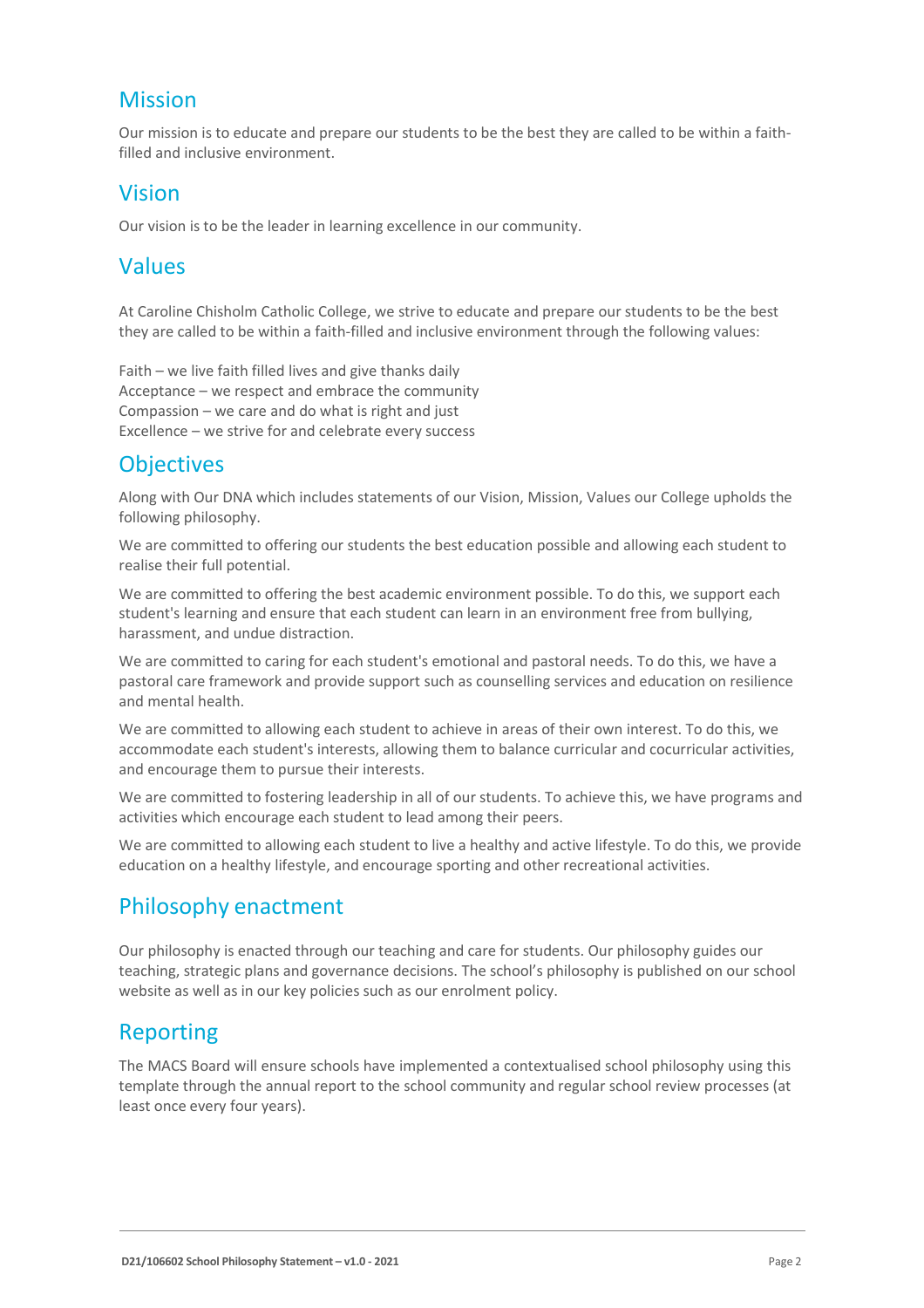## Mission

Our mission is to educate and prepare our students to be the best they are called to be within a faith-filled and inclusive environment.

## Vision

Our vision is to be the leader in learning excellence in our community.

## Values

At Caroline Chisholm Catholic College, we strive to educate and prepare our students to be the best they are called to be within a faith-filled and inclusive environment through the following values:

Faith – we live faith filled lives and give thanks daily
Acceptance – we respect and embrace the community
Compassion – we care and do what is right and just
Excellence – we strive for and celebrate every success

## Objectives

Along with Our DNA which includes statements of our Vision, Mission, Values our College upholds the following philosophy.

We are committed to offering our students the best education possible and allowing each student to realise their full potential.

We are committed to offering the best academic environment possible. To do this, we support each student's learning and ensure that each student can learn in an environment free from bullying, harassment, and undue distraction.

We are committed to caring for each student's emotional and pastoral needs. To do this, we have a pastoral care framework and provide support such as counselling services and education on resilience and mental health.

We are committed to allowing each student to achieve in areas of their own interest. To do this, we accommodate each student's interests, allowing them to balance curricular and cocurricular activities, and encourage them to pursue their interests.

We are committed to fostering leadership in all of our students. To achieve this, we have programs and activities which encourage each student to lead among their peers.

We are committed to allowing each student to live a healthy and active lifestyle. To do this, we provide education on a healthy lifestyle, and encourage sporting and other recreational activities.

## Philosophy enactment

Our philosophy is enacted through our teaching and care for students. Our philosophy guides our teaching, strategic plans and governance decisions. The school's philosophy is published on our school website as well as in our key policies such as our enrolment policy.

## Reporting

The MACS Board will ensure schools have implemented a contextualised school philosophy using this template through the annual report to the school community and regular school review processes (at least once every four years).